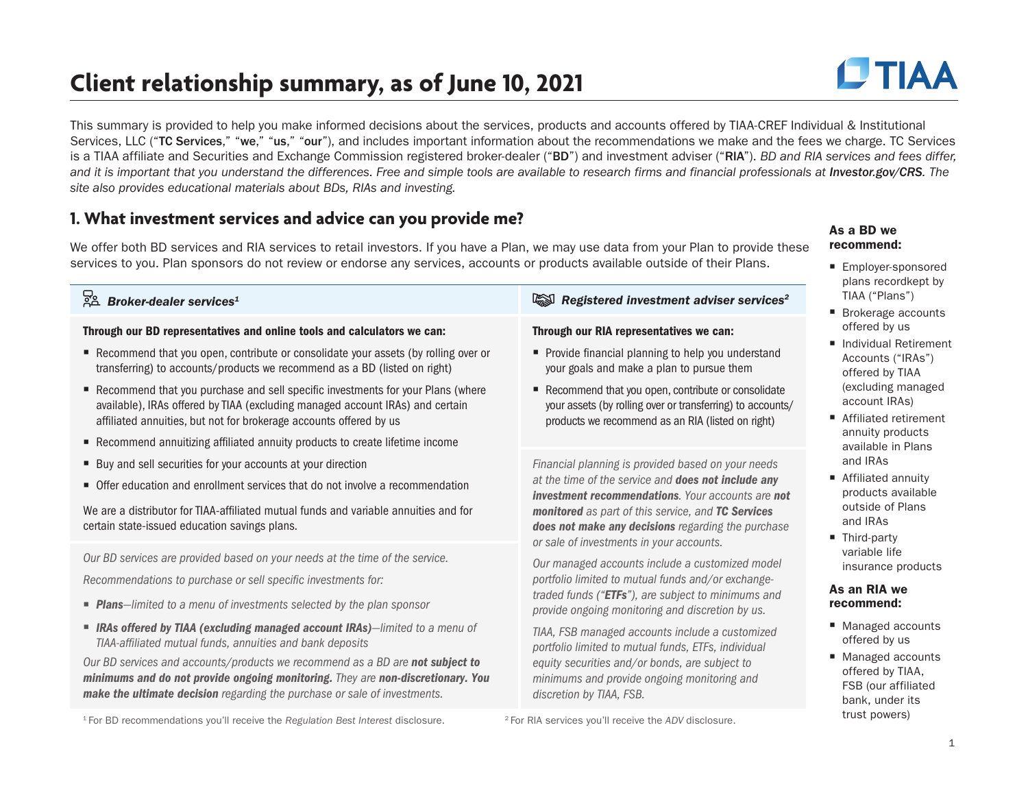# Client relationship summary, as of June 10, 2021

This summary is provided to help you make informed decisions about the services, products and accounts offered by TIAA-CREF Individual & Institutional Services, LLC ("**TC Services**," "**we**," "**us**," "**our**"), and includes important information about the recommendations we make and the fees we charge. TC Services is a TIAA affiliate and Securities and Exchange Commission registered broker-dealer ("**BD**") and investment adviser ("**RIA**"). *BD and RIA services and fees differ, and it is important that you understand the differences. Free and simple tools are available to research firms and financial professionals at **Investor.gov/CRS**. The site also provides educational materials about BDs, RIAs and investing.*

## 1. What investment services and advice can you provide me?

We offer both BD services and RIA services to retail investors. If you have a Plan, we may use data from your Plan to provide these services to you. Plan sponsors do not review or endorse any services, accounts or products available outside of their Plans.

### *Broker-dealer services*[1]

**Through our BD representatives and online tools and calculators we can:**

- Recommend that you open, contribute or consolidate your assets (by rolling over or transferring) to accounts/products we recommend as a BD (listed on right)
- Recommend that you purchase and sell specific investments for your Plans (where available), IRAs offered by TIAA (excluding managed account IRAs) and certain affiliated annuities, but not for brokerage accounts offered by us
- Recommend annuitizing affiliated annuity products to create lifetime income
- Buy and sell securities for your accounts at your direction
- Offer education and enrollment services that do not involve a recommendation

We are a distributor for TIAA-affiliated mutual funds and variable annuities and for certain state-issued education savings plans.

*Our BD services are provided based on your needs at the time of the service.*

*Recommendations to purchase or sell specific investments for:*

- ***Plans**—limited to a menu of investments selected by the plan sponsor*
- ***IRAs offered by TIAA (excluding managed account IRAs)**—limited to a menu of TIAA-affiliated mutual funds, annuities and bank deposits*

*Our BD services and accounts/products we recommend as a BD are **not subject to minimums and do not provide ongoing monitoring.** They are **non-discretionary. You make the ultimate decision** regarding the purchase or sale of investments.*

[1] For BD recommendations you'll receive the *Regulation Best Interest* disclosure.

### *Registered investment adviser services*[2]

**Through our RIA representatives we can:**

- Provide financial planning to help you understand your goals and make a plan to pursue them
- Recommend that you open, contribute or consolidate your assets (by rolling over or transferring) to accounts/products we recommend as an RIA (listed on right)

*Financial planning is provided based on your needs at the time of the service and **does not include any investment recommendations**. Your accounts are **not monitored** as part of this service, and **TC Services does not make any decisions** regarding the purchase or sale of investments in your accounts.*

*Our managed accounts include a customized model portfolio limited to mutual funds and/or exchange-traded funds ("**ETFs**"), are subject to minimums and provide ongoing monitoring and discretion by us.*

*TIAA, FSB managed accounts include a customized portfolio limited to mutual funds, ETFs, individual equity securities and/or bonds, are subject to minimums and provide ongoing monitoring and discretion by TIAA, FSB.*

[2] For RIA services you'll receive the *ADV* disclosure.

**As a BD we recommend:**

- Employer-sponsored plans recordkept by TIAA ("Plans")
- Brokerage accounts offered by us
- Individual Retirement Accounts ("IRAs") offered by TIAA (excluding managed account IRAs)
- Affiliated retirement annuity products available in Plans and IRAs
- Affiliated annuity products available outside of Plans and IRAs
- Third-party variable life insurance products

**As an RIA we recommend:**

- Managed accounts offered by us
- Managed accounts offered by TIAA, FSB (our affiliated bank, under its trust powers)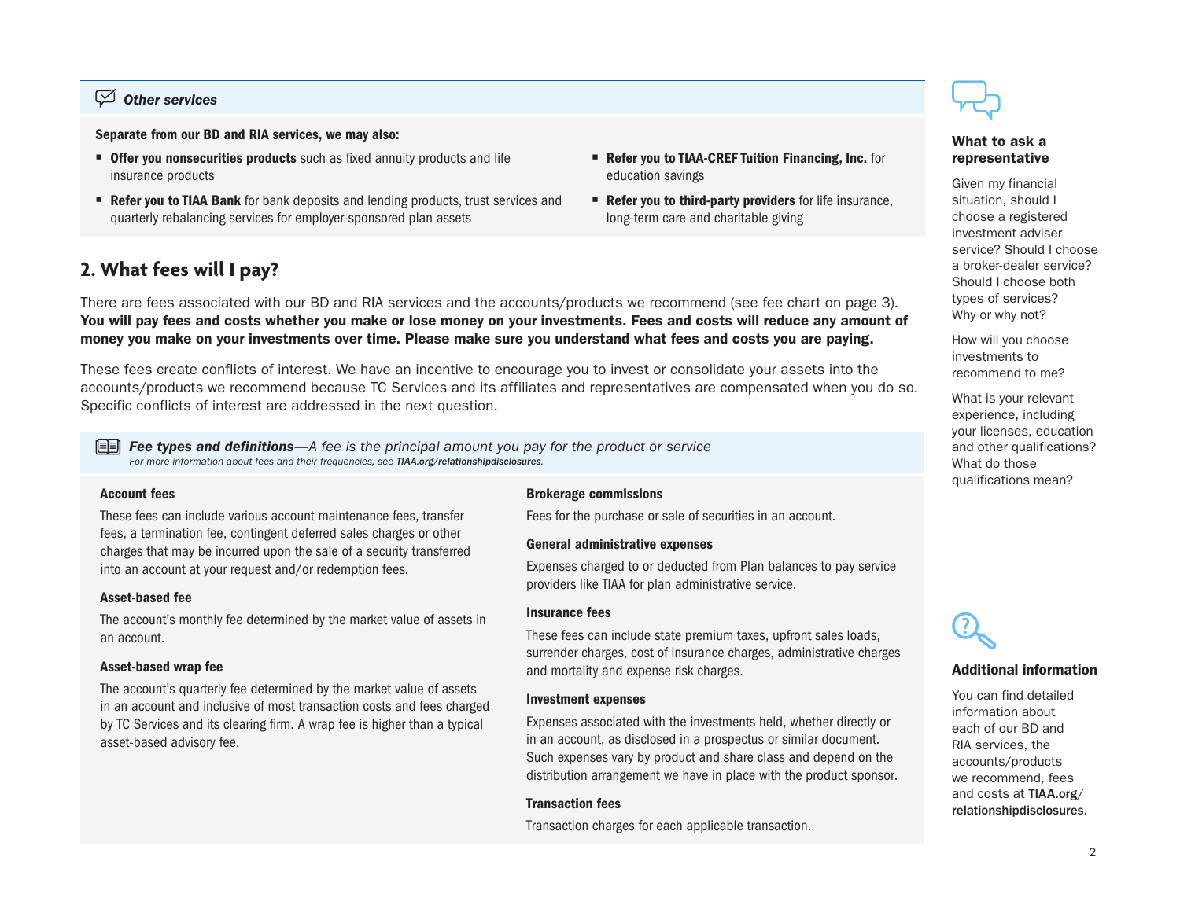### *Other services*

**Separate from our BD and RIA services, we may also:**

- **Offer you nonsecurities products** such as fixed annuity products and life insurance products
- **Refer you to TIAA Bank** for bank deposits and lending products, trust services and quarterly rebalancing services for employer-sponsored plan assets
- **Refer you to TIAA-CREF Tuition Financing, Inc.** for education savings
- **Refer you to third-party providers** for life insurance, long-term care and charitable giving

## 2. What fees will I pay?

There are fees associated with our BD and RIA services and the accounts/products we recommend (see fee chart on page 3). **You will pay fees and costs whether you make or lose money on your investments. Fees and costs will reduce any amount of money you make on your investments over time. Please make sure you understand what fees and costs you are paying.**

These fees create conflicts of interest. We have an incentive to encourage you to invest or consolidate your assets into the accounts/products we recommend because TC Services and its affiliates and representatives are compensated when you do so. Specific conflicts of interest are addressed in the next question.

### ***Fee types and definitions***—*A fee is the principal amount you pay for the product or service*

*For more information about fees and their frequencies, see **TIAA.org/relationshipdisclosures**.*

**Account fees**

These fees can include various account maintenance fees, transfer fees, a termination fee, contingent deferred sales charges or other charges that may be incurred upon the sale of a security transferred into an account at your request and/or redemption fees.

**Asset-based fee**

The account's monthly fee determined by the market value of assets in an account.

**Asset-based wrap fee**

The account's quarterly fee determined by the market value of assets in an account and inclusive of most transaction costs and fees charged by TC Services and its clearing firm. A wrap fee is higher than a typical asset-based advisory fee.

**Brokerage commissions**

Fees for the purchase or sale of securities in an account.

**General administrative expenses**

Expenses charged to or deducted from Plan balances to pay service providers like TIAA for plan administrative service.

**Insurance fees**

These fees can include state premium taxes, upfront sales loads, surrender charges, cost of insurance charges, administrative charges and mortality and expense risk charges.

**Investment expenses**

Expenses associated with the investments held, whether directly or in an account, as disclosed in a prospectus or similar document. Such expenses vary by product and share class and depend on the distribution arrangement we have in place with the product sponsor.

**Transaction fees**

Transaction charges for each applicable transaction.

### What to ask a representative

Given my financial situation, should I choose a registered investment adviser service? Should I choose a broker-dealer service? Should I choose both types of services? Why or why not?

How will you choose investments to recommend to me?

What is your relevant experience, including your licenses, education and other qualifications? What do those qualifications mean?

### Additional information

You can find detailed information about each of our BD and RIA services, the accounts/products we recommend, fees and costs at **TIAA.org/relationshipdisclosures.**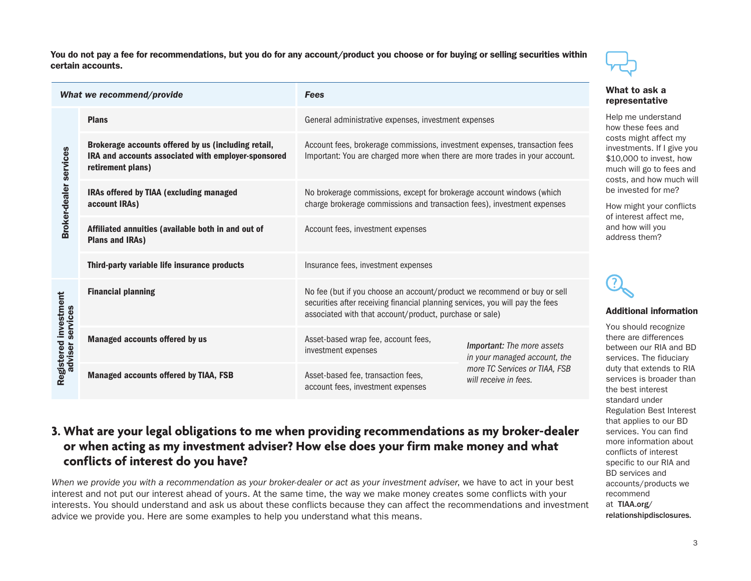**You do not pay a fee for recommendations, but you do for any account/product you choose or for buying or selling securities within certain accounts.**

| | *What we recommend/provide* | *Fees* | |
|---|---|---|---|
| **Broker-dealer services** | **Plans** | General administrative expenses, investment expenses | |
| | **Brokerage accounts offered by us (including retail, IRA and accounts associated with employer-sponsored retirement plans)** | Account fees, brokerage commissions, investment expenses, transaction fees Important: You are charged more when there are more trades in your account. | |
| | **IRAs offered by TIAA (excluding managed account IRAs)** | No brokerage commissions, except for brokerage account windows (which charge brokerage commissions and transaction fees), investment expenses | |
| | **Affiliated annuities (available both in and out of Plans and IRAs)** | Account fees, investment expenses | |
| | **Third-party variable life insurance products** | Insurance fees, investment expenses | |
| **Registered investment adviser services** | **Financial planning** | No fee (but if you choose an account/product we recommend or buy or sell securities after receiving financial planning services, you will pay the fees associated with that account/product, purchase or sale) | |
| | **Managed accounts offered by us** | Asset-based wrap fee, account fees, investment expenses | ***Important:*** *The more assets in your managed account, the more TC Services or TIAA, FSB will receive in fees.* |
| | **Managed accounts offered by TIAA, FSB** | Asset-based fee, transaction fees, account fees, investment expenses | |

### What to ask a representative

Help me understand how these fees and costs might affect my investments. If I give you $10,000 to invest, how much will go to fees and costs, and how much will be invested for me?

How might your conflicts of interest affect me, and how will you address them?

### Additional information

You should recognize there are differences between our RIA and BD services. The fiduciary duty that extends to RIA services is broader than the best interest standard under Regulation Best Interest that applies to our BD services. You can find more information about conflicts of interest specific to our RIA and BD services and accounts/products we recommend at **TIAA.org/relationshipdisclosures.**

## 3. What are your legal obligations to me when providing recommendations as my broker-dealer or when acting as my investment adviser? How else does your firm make money and what conflicts of interest do you have?

*When we provide you with a recommendation as your broker-dealer or act as your investment adviser*, we have to act in your best interest and not put our interest ahead of yours. At the same time, the way we make money creates some conflicts with your interests. You should understand and ask us about these conflicts because they can affect the recommendations and investment advice we provide you. Here are some examples to help you understand what this means.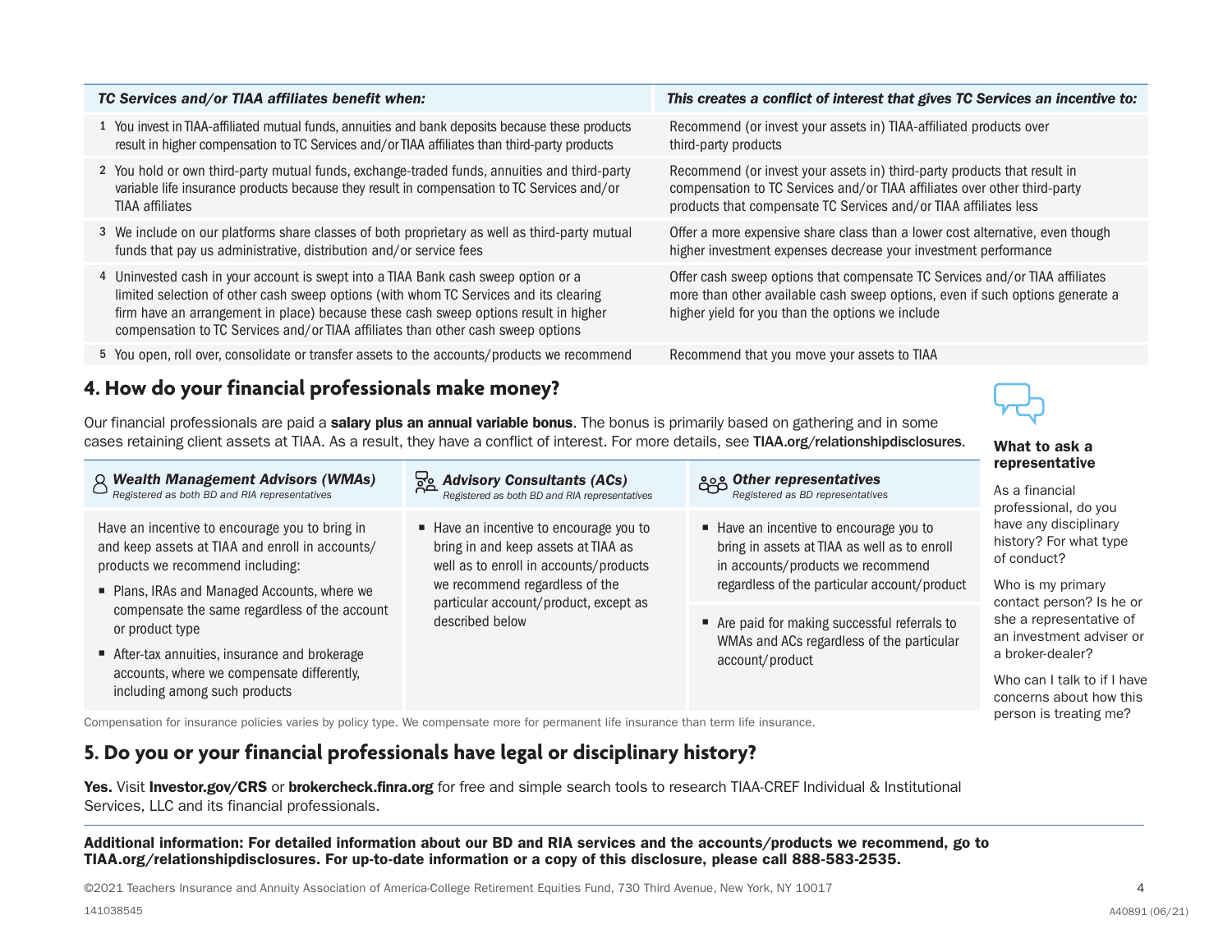| *TC Services and/or TIAA affiliates benefit when:* | *This creates a conflict of interest that gives TC Services an incentive to:* |
|---|---|
| 1 You invest in TIAA-affiliated mutual funds, annuities and bank deposits because these products result in higher compensation to TC Services and/or TIAA affiliates than third-party products | Recommend (or invest your assets in) TIAA-affiliated products over third-party products |
| 2 You hold or own third-party mutual funds, exchange-traded funds, annuities and third-party variable life insurance products because they result in compensation to TC Services and/or TIAA affiliates | Recommend (or invest your assets in) third-party products that result in compensation to TC Services and/or TIAA affiliates over other third-party products that compensate TC Services and/or TIAA affiliates less |
| 3 We include on our platforms share classes of both proprietary as well as third-party mutual funds that pay us administrative, distribution and/or service fees | Offer a more expensive share class than a lower cost alternative, even though higher investment expenses decrease your investment performance |
| 4 Uninvested cash in your account is swept into a TIAA Bank cash sweep option or a limited selection of other cash sweep options (with whom TC Services and its clearing firm have an arrangement in place) because these cash sweep options result in higher compensation to TC Services and/or TIAA affiliates than other cash sweep options | Offer cash sweep options that compensate TC Services and/or TIAA affiliates more than other available cash sweep options, even if such options generate a higher yield for you than the options we include |
| 5 You open, roll over, consolidate or transfer assets to the accounts/products we recommend | Recommend that you move your assets to TIAA |

## 4. How do your financial professionals make money?

Our financial professionals are paid a **salary plus an annual variable bonus**. The bonus is primarily based on gathering and in some cases retaining client assets at TIAA. As a result, they have a conflict of interest. For more details, see **TIAA.org/relationshipdisclosures**.

| ***Wealth Management Advisors (WMAs)*** *Registered as both BD and RIA representatives* | ***Advisory Consultants (ACs)*** *Registered as both BD and RIA representatives* | ***Other representatives*** *Registered as BD representatives* |
|---|---|---|
| Have an incentive to encourage you to bring in and keep assets at TIAA and enroll in accounts/products we recommend including:<br>▪ Plans, IRAs and Managed Accounts, where we compensate the same regardless of the account or product type<br>▪ After-tax annuities, insurance and brokerage accounts, where we compensate differently, including among such products | ▪ Have an incentive to encourage you to bring in and keep assets at TIAA as well as to enroll in accounts/products we recommend regardless of the particular account/product, except as described below | ▪ Have an incentive to encourage you to bring in assets at TIAA as well as to enroll in accounts/products we recommend regardless of the particular account/product<br>▪ Are paid for making successful referrals to WMAs and ACs regardless of the particular account/product |

Compensation for insurance policies varies by policy type. We compensate more for permanent life insurance than term life insurance.

**What to ask a representative**

As a financial professional, do you have any disciplinary history? For what type of conduct?

Who is my primary contact person? Is he or she a representative of an investment adviser or a broker-dealer?

Who can I talk to if I have concerns about how this person is treating me?

## 5. Do you or your financial professionals have legal or disciplinary history?

**Yes.** Visit **Investor.gov/CRS** or **brokercheck.finra.org** for free and simple search tools to research TIAA-CREF Individual & Institutional Services, LLC and its financial professionals.

**Additional information: For detailed information about our BD and RIA services and the accounts/products we recommend, go to TIAA.org/relationshipdisclosures. For up-to-date information or a copy of this disclosure, please call 888-583-2535.**

©2021 Teachers Insurance and Annuity Association of America-College Retirement Equities Fund, 730 Third Avenue, New York, NY 10017

141038545 A40891 (06/21)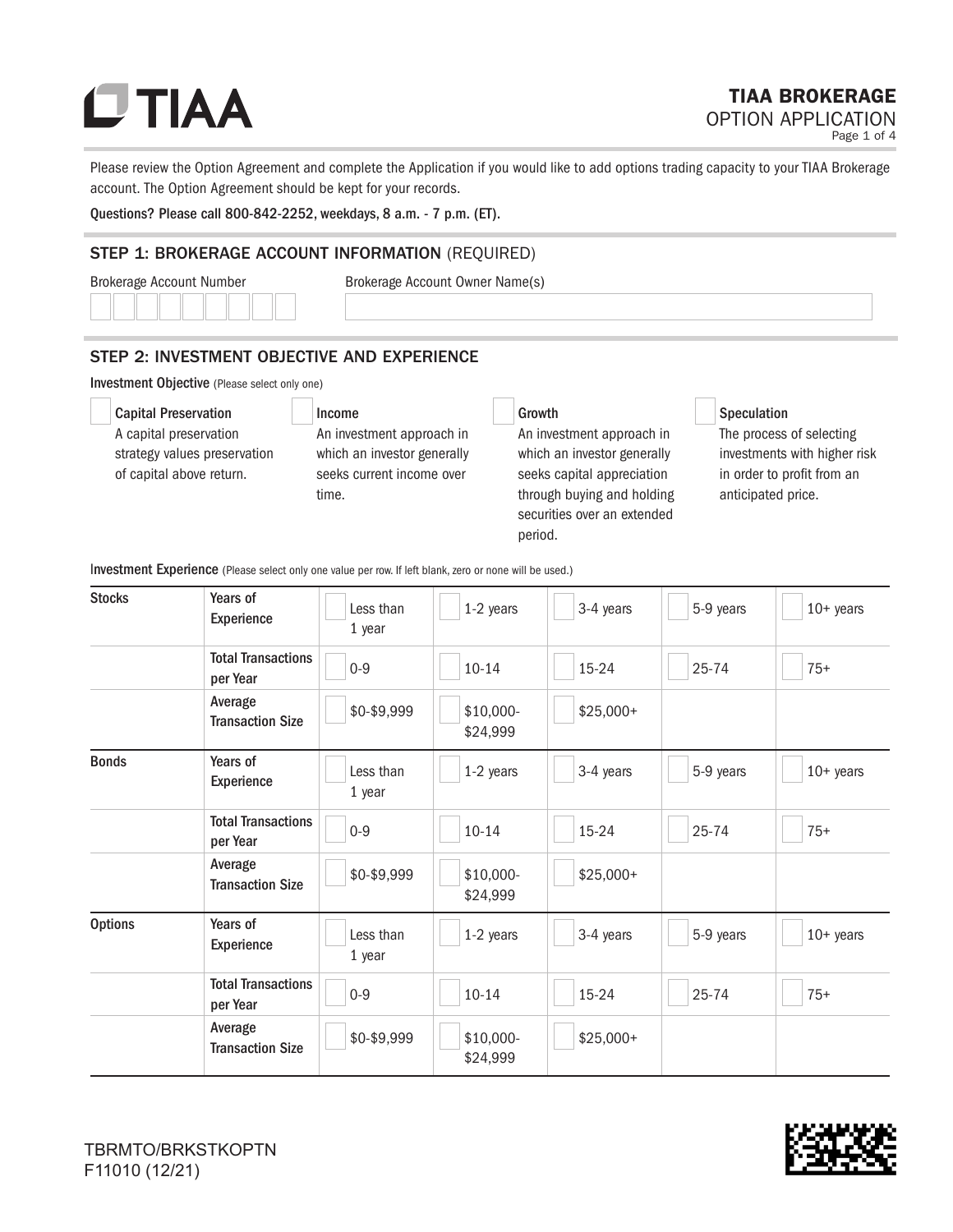# TIAA

## TIAA BROKERAGE
OPTION APPLICATION

Please review the Option Agreement and complete the Application if you would like to add options trading capacity to your TIAA Brokerage account. The Option Agreement should be kept for your records.

Questions? Please call 800-842-2252, weekdays, 8 a.m. - 7 p.m. (ET).

## STEP 1: BROKERAGE ACCOUNT INFORMATION (REQUIRED)

Brokerage Account Number

Brokerage Account Owner Name(s)

## STEP 2: INVESTMENT OBJECTIVE AND EXPERIENCE

**Investment Objective** (Please select only one)

- ☐ **Capital Preservation**
  A capital preservation strategy values preservation of capital above return.
- ☐ **Income**
  An investment approach in which an investor generally seeks current income over time.
- ☐ **Growth**
  An investment approach in which an investor generally seeks capital appreciation through buying and holding securities over an extended period.
- ☐ **Speculation**
  The process of selecting investments with higher risk in order to profit from an anticipated price.

**Investment Experience** (Please select only one value per row. If left blank, zero or none will be used.)

| | | | | | | |
|---|---|---|---|---|---|---|
| **Stocks** | Years of Experience | ☐ Less than 1 year | ☐ 1-2 years | ☐ 3-4 years | ☐ 5-9 years | ☐ 10+ years |
| | Total Transactions per Year | ☐ 0-9 | ☐ 10-14 | ☐ 15-24 | ☐ 25-74 | ☐ 75+ |
| | Average Transaction Size | ☐ $0-$9,999 | ☐ $10,000-$24,999 | ☐ $25,000+ | | |
| **Bonds** | Years of Experience | ☐ Less than 1 year | ☐ 1-2 years | ☐ 3-4 years | ☐ 5-9 years | ☐ 10+ years |
| | Total Transactions per Year | ☐ 0-9 | ☐ 10-14 | ☐ 15-24 | ☐ 25-74 | ☐ 75+ |
| | Average Transaction Size | ☐ $0-$9,999 | ☐ $10,000-$24,999 | ☐ $25,000+ | | |
| **Options** | Years of Experience | ☐ Less than 1 year | ☐ 1-2 years | ☐ 3-4 years | ☐ 5-9 years | ☐ 10+ years |
| | Total Transactions per Year | ☐ 0-9 | ☐ 10-14 | ☐ 15-24 | ☐ 25-74 | ☐ 75+ |
| | Average Transaction Size | ☐ $0-$9,999 | ☐ $10,000-$24,999 | ☐ $25,000+ | | |

TBRMTO/BRKSTKOPTN
F11010 (12/21)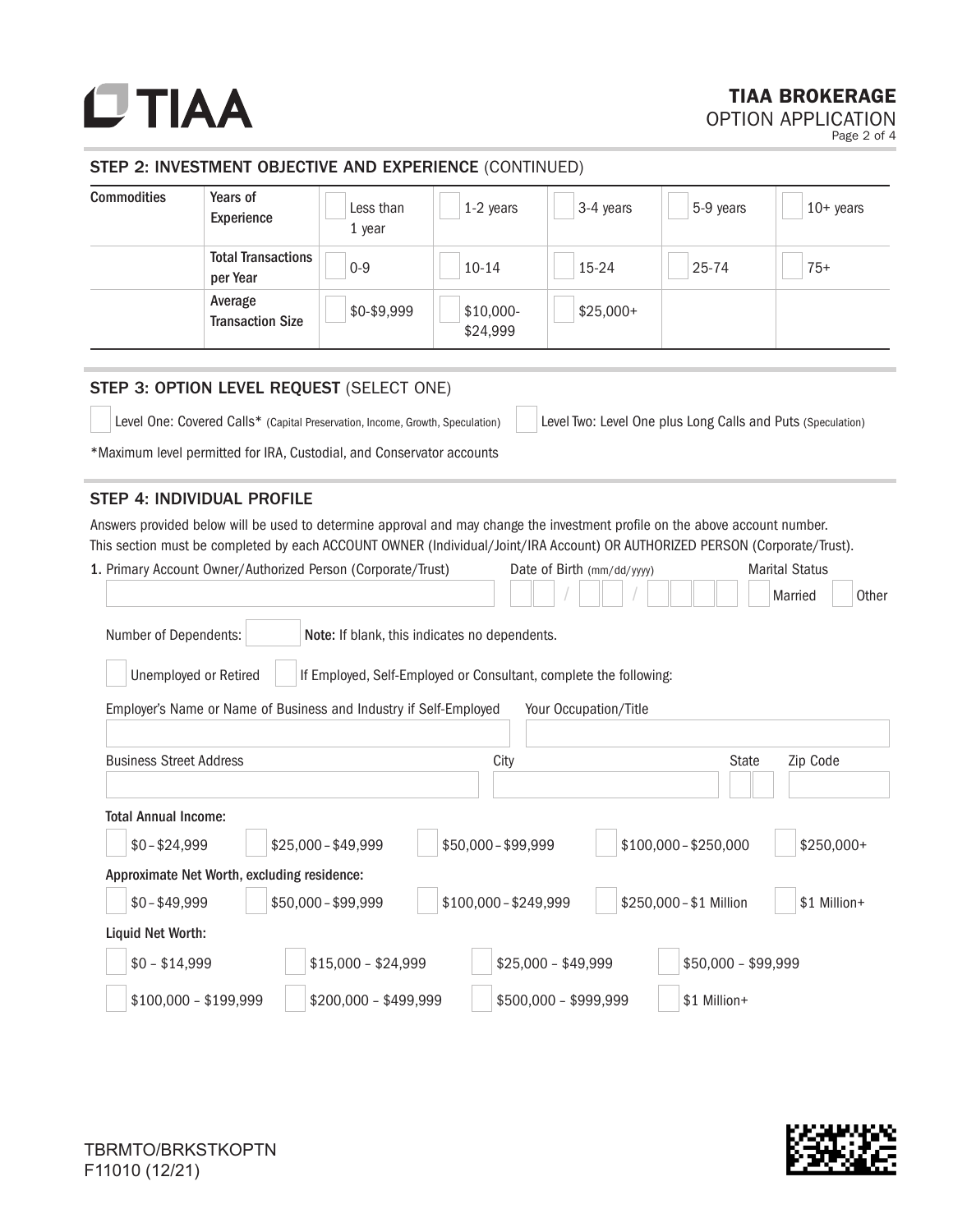## STEP 2: INVESTMENT OBJECTIVE AND EXPERIENCE (CONTINUED)

| Commodities | | | | | | |
|---|---|---|---|---|---|---|
| | Years of Experience | ☐ Less than 1 year | ☐ 1-2 years | ☐ 3-4 years | ☐ 5-9 years | ☐ 10+ years |
| | Total Transactions per Year | ☐ 0-9 | ☐ 10-14 | ☐ 15-24 | ☐ 25-74 | ☐ 75+ |
| | Average Transaction Size | ☐ $0-$9,999 | ☐ $10,000-$24,999 | ☐ $25,000+ | | |

## STEP 3: OPTION LEVEL REQUEST (SELECT ONE)

☐ Level One: Covered Calls* (Capital Preservation, Income, Growth, Speculation) ☐ Level Two: Level One plus Long Calls and Puts (Speculation)

*Maximum level permitted for IRA, Custodial, and Conservator accounts

## STEP 4: INDIVIDUAL PROFILE

Answers provided below will be used to determine approval and may change the investment profile on the above account number.
This section must be completed by each ACCOUNT OWNER (Individual/Joint/IRA Account) OR AUTHORIZED PERSON (Corporate/Trust).

1. Primary Account Owner/Authorized Person (Corporate/Trust) ____________ Date of Birth (mm/dd/yyyy) __ __ / __ __ / __ __ __ __ Marital Status ☐ Married ☐ Other

Number of Dependents: ____ **Note:** If blank, this indicates no dependents.

☐ Unemployed or Retired ☐ If Employed, Self-Employed or Consultant, complete the following:

Employer's Name or Name of Business and Industry if Self-Employed ____________ Your Occupation/Title ____________

Business Street Address ____________ City ____________ State ____ Zip Code ____________

**Total Annual Income:**

☐ $0 – $24,999 ☐ $25,000 – $49,999 ☐ $50,000 – $99,999 ☐ $100,000 – $250,000 ☐ $250,000+

**Approximate Net Worth, excluding residence:**

☐ $0 – $49,999 ☐ $50,000 – $99,999 ☐ $100,000 – $249,999 ☐ $250,000 – $1 Million ☐ $1 Million+

**Liquid Net Worth:**

☐ $0 – $14,999 ☐ $15,000 – $24,999 ☐ $25,000 – $49,999 ☐ $50,000 – $99,999

☐ $100,000 – $199,999 ☐ $200,000 – $499,999 ☐ $500,000 – $999,999 ☐ $1 Million+

TBRMTO/BRKSTKOPTN
F11010 (12/21)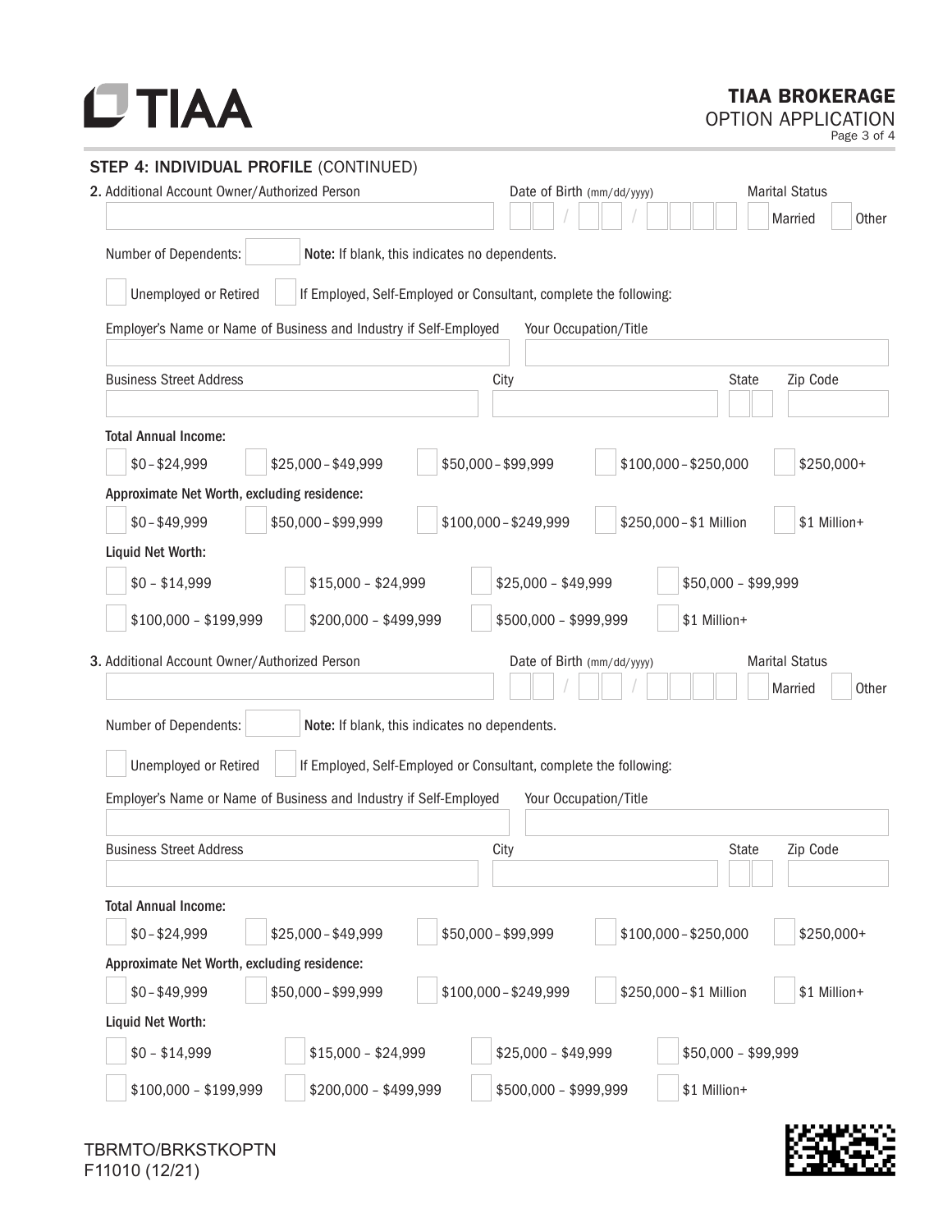## STEP 4: INDIVIDUAL PROFILE (CONTINUED)

**2.** Additional Account Owner/Authorized Person

Date of Birth (mm/dd/yyyy) ___ ___ / ___ ___ / ___ ___ ___ ___

Marital Status ☐ Married ☐ Other

Number of Dependents: ______ **Note:** If blank, this indicates no dependents.

☐ Unemployed or Retired ☐ If Employed, Self-Employed or Consultant, complete the following:

Employer's Name or Name of Business and Industry if Self-Employed ______________________

Your Occupation/Title ______________________

Business Street Address ______________________ City ______________________ State ______ Zip Code ______

**Total Annual Income:**

☐ $0 – $24,999 ☐ $25,000 – $49,999 ☐ $50,000 – $99,999 ☐ $100,000 – $250,000 ☐ $250,000+

**Approximate Net Worth, excluding residence:**

☐ $0 – $49,999 ☐ $50,000 – $99,999 ☐ $100,000 – $249,999 ☐ $250,000 – $1 Million ☐ $1 Million+

**Liquid Net Worth:**

☐ $0 – $14,999 ☐ $15,000 – $24,999 ☐ $25,000 – $49,999 ☐ $50,000 – $99,999

☐ $100,000 – $199,999 ☐ $200,000 – $499,999 ☐ $500,000 – $999,999 ☐ $1 Million+

**3.** Additional Account Owner/Authorized Person

Date of Birth (mm/dd/yyyy) ___ ___ / ___ ___ / ___ ___ ___ ___

Marital Status ☐ Married ☐ Other

Number of Dependents: ______ **Note:** If blank, this indicates no dependents.

☐ Unemployed or Retired ☐ If Employed, Self-Employed or Consultant, complete the following:

Employer's Name or Name of Business and Industry if Self-Employed ______________________

Your Occupation/Title ______________________

Business Street Address ______________________ City ______________________ State ______ Zip Code ______

**Total Annual Income:**

☐ $0 – $24,999 ☐ $25,000 – $49,999 ☐ $50,000 – $99,999 ☐ $100,000 – $250,000 ☐ $250,000+

**Approximate Net Worth, excluding residence:**

☐ $0 – $49,999 ☐ $50,000 – $99,999 ☐ $100,000 – $249,999 ☐ $250,000 – $1 Million ☐ $1 Million+

**Liquid Net Worth:**

☐ $0 – $14,999 ☐ $15,000 – $24,999 ☐ $25,000 – $49,999 ☐ $50,000 – $99,999

☐ $100,000 – $199,999 ☐ $200,000 – $499,999 ☐ $500,000 – $999,999 ☐ $1 Million+

TBRMTO/BRKSTKOPTN
F11010 (12/21)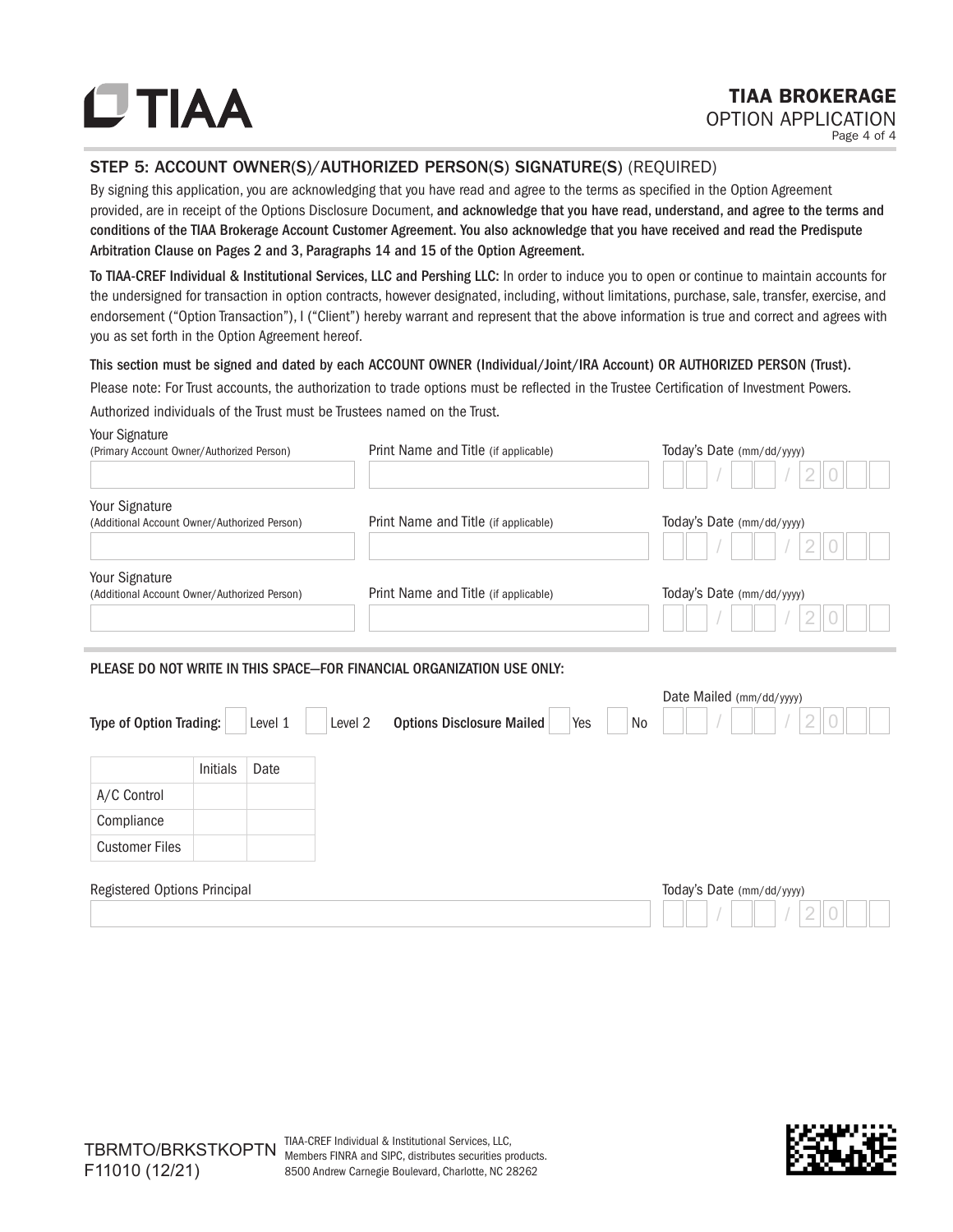# TIAA BROKERAGE
OPTION APPLICATION

## STEP 5: ACCOUNT OWNER(S)/AUTHORIZED PERSON(S) SIGNATURE(S) (REQUIRED)

By signing this application, you are acknowledging that you have read and agree to the terms as specified in the Option Agreement provided, are in receipt of the Options Disclosure Document, **and acknowledge that you have read, understand, and agree to the terms and conditions of the TIAA Brokerage Account Customer Agreement. You also acknowledge that you have received and read the Predispute Arbitration Clause on Pages 2 and 3, Paragraphs 14 and 15 of the Option Agreement.**

**To TIAA-CREF Individual & Institutional Services, LLC and Pershing LLC:** In order to induce you to open or continue to maintain accounts for the undersigned for transaction in option contracts, however designated, including, without limitations, purchase, sale, transfer, exercise, and endorsement ("Option Transaction"), I ("Client") hereby warrant and represent that the above information is true and correct and agrees with you as set forth in the Option Agreement hereof.

**This section must be signed and dated by each ACCOUNT OWNER (Individual/Joint/IRA Account) OR AUTHORIZED PERSON (Trust).**

Please note: For Trust accounts, the authorization to trade options must be reflected in the Trustee Certification of Investment Powers.

Authorized individuals of the Trust must be Trustees named on the Trust.

| Your Signature (Primary Account Owner/Authorized Person) | Print Name and Title (if applicable) | Today's Date (mm/dd/yyyy) |
|---|---|---|
| | | __/__/20__ |

| Your Signature (Additional Account Owner/Authorized Person) | Print Name and Title (if applicable) | Today's Date (mm/dd/yyyy) |
|---|---|---|
| | | __/__/20__ |

| Your Signature (Additional Account Owner/Authorized Person) | Print Name and Title (if applicable) | Today's Date (mm/dd/yyyy) |
|---|---|---|
| | | __/__/20__ |

### PLEASE DO NOT WRITE IN THIS SPACE—FOR FINANCIAL ORGANIZATION USE ONLY:

**Type of Option Trading:** ☐ Level 1 ☐ Level 2 **Options Disclosure Mailed** ☐ Yes ☐ No Date Mailed (mm/dd/yyyy) __/__/20__

| | Initials | Date |
|---|---|---|
| A/C Control | | |
| Compliance | | |
| Customer Files | | |

| Registered Options Principal | Today's Date (mm/dd/yyyy) |
|---|---|
| | __/__/20__ |

TBRMTO/BRKSTKOPTN F11010 (12/21)

TIAA-CREF Individual & Institutional Services, LLC, Members FINRA and SIPC, distributes securities products. 8500 Andrew Carnegie Boulevard, Charlotte, NC 28262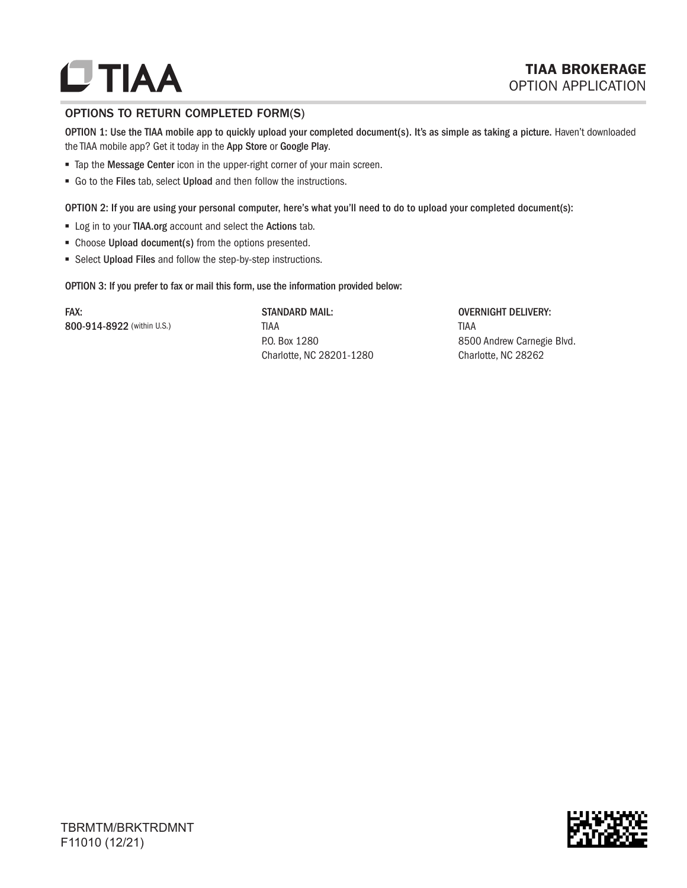# TIAA BROKERAGE
## OPTION APPLICATION

### OPTIONS TO RETURN COMPLETED FORM(S)

**OPTION 1: Use the TIAA mobile app to quickly upload your completed document(s). It's as simple as taking a picture.** Haven't downloaded the TIAA mobile app? Get it today in the **App Store** or **Google Play**.

- Tap the **Message Center** icon in the upper-right corner of your main screen.
- Go to the **Files** tab, select **Upload** and then follow the instructions.

**OPTION 2: If you are using your personal computer, here's what you'll need to do to upload your completed document(s):**

- Log in to your **TIAA.org** account and select the **Actions** tab.
- Choose **Upload document(s)** from the options presented.
- Select **Upload Files** and follow the step-by-step instructions.

**OPTION 3: If you prefer to fax or mail this form, use the information provided below:**

**FAX:**
**800-914-8922** (within U.S.)

**STANDARD MAIL:**
TIAA
P.O. Box 1280
Charlotte, NC 28201-1280

**OVERNIGHT DELIVERY:**
TIAA
8500 Andrew Carnegie Blvd.
Charlotte, NC 28262

TBRMTM/BRKTRDMNT
F11010 (12/21)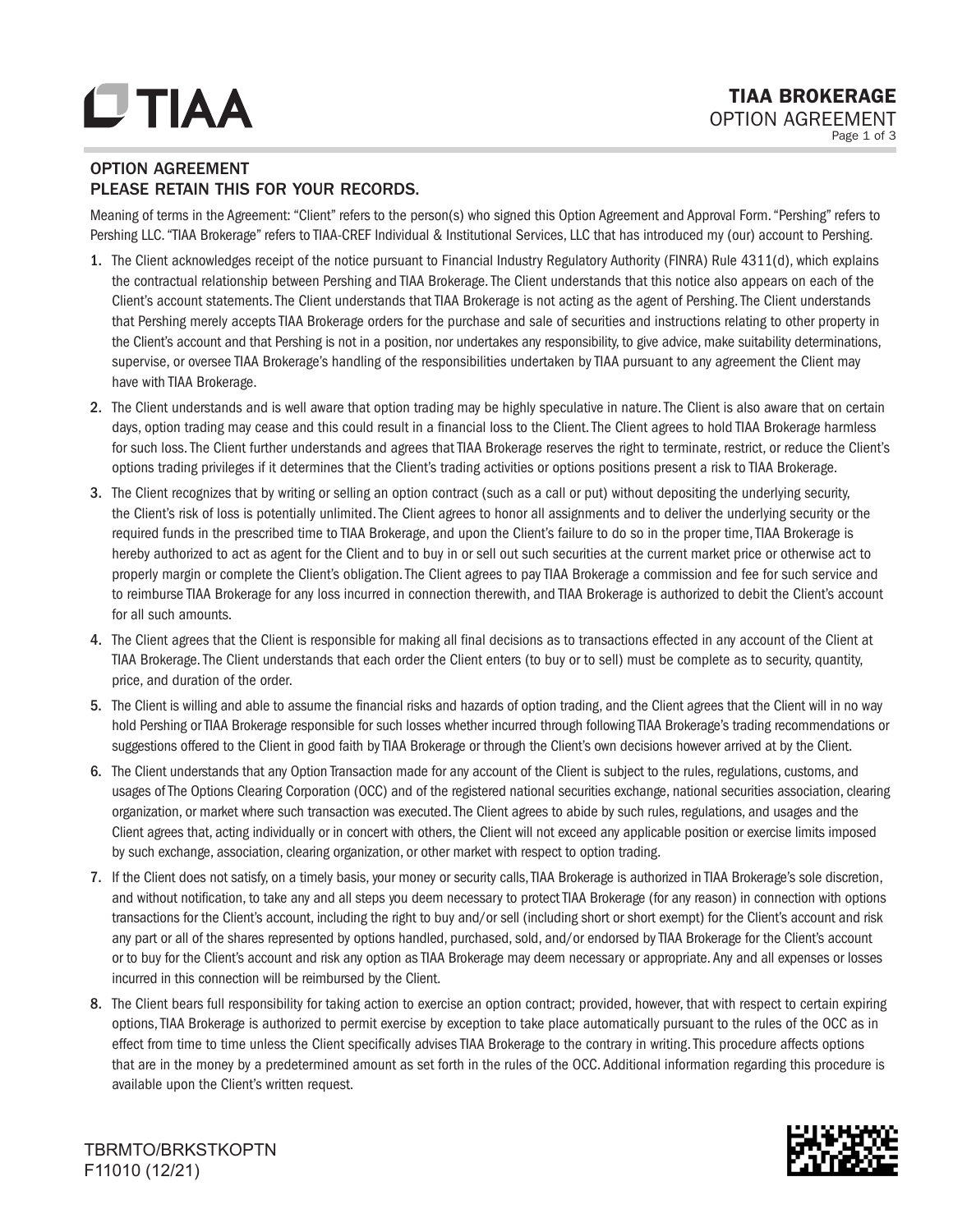# TIAA BROKERAGE
## OPTION AGREEMENT

### OPTION AGREEMENT
### PLEASE RETAIN THIS FOR YOUR RECORDS.

Meaning of terms in the Agreement: "Client" refers to the person(s) who signed this Option Agreement and Approval Form. "Pershing" refers to Pershing LLC. "TIAA Brokerage" refers to TIAA-CREF Individual & Institutional Services, LLC that has introduced my (our) account to Pershing.

1. The Client acknowledges receipt of the notice pursuant to Financial Industry Regulatory Authority (FINRA) Rule 4311(d), which explains the contractual relationship between Pershing and TIAA Brokerage. The Client understands that this notice also appears on each of the Client's account statements. The Client understands that TIAA Brokerage is not acting as the agent of Pershing. The Client understands that Pershing merely accepts TIAA Brokerage orders for the purchase and sale of securities and instructions relating to other property in the Client's account and that Pershing is not in a position, nor undertakes any responsibility, to give advice, make suitability determinations, supervise, or oversee TIAA Brokerage's handling of the responsibilities undertaken by TIAA pursuant to any agreement the Client may have with TIAA Brokerage.
2. The Client understands and is well aware that option trading may be highly speculative in nature. The Client is also aware that on certain days, option trading may cease and this could result in a financial loss to the Client. The Client agrees to hold TIAA Brokerage harmless for such loss. The Client further understands and agrees that TIAA Brokerage reserves the right to terminate, restrict, or reduce the Client's options trading privileges if it determines that the Client's trading activities or options positions present a risk to TIAA Brokerage.
3. The Client recognizes that by writing or selling an option contract (such as a call or put) without depositing the underlying security, the Client's risk of loss is potentially unlimited. The Client agrees to honor all assignments and to deliver the underlying security or the required funds in the prescribed time to TIAA Brokerage, and upon the Client's failure to do so in the proper time, TIAA Brokerage is hereby authorized to act as agent for the Client and to buy in or sell out such securities at the current market price or otherwise act to properly margin or complete the Client's obligation. The Client agrees to pay TIAA Brokerage a commission and fee for such service and to reimburse TIAA Brokerage for any loss incurred in connection therewith, and TIAA Brokerage is authorized to debit the Client's account for all such amounts.
4. The Client agrees that the Client is responsible for making all final decisions as to transactions effected in any account of the Client at TIAA Brokerage. The Client understands that each order the Client enters (to buy or to sell) must be complete as to security, quantity, price, and duration of the order.
5. The Client is willing and able to assume the financial risks and hazards of option trading, and the Client agrees that the Client will in no way hold Pershing or TIAA Brokerage responsible for such losses whether incurred through following TIAA Brokerage's trading recommendations or suggestions offered to the Client in good faith by TIAA Brokerage or through the Client's own decisions however arrived at by the Client.
6. The Client understands that any Option Transaction made for any account of the Client is subject to the rules, regulations, customs, and usages of The Options Clearing Corporation (OCC) and of the registered national securities exchange, national securities association, clearing organization, or market where such transaction was executed. The Client agrees to abide by such rules, regulations, and usages and the Client agrees that, acting individually or in concert with others, the Client will not exceed any applicable position or exercise limits imposed by such exchange, association, clearing organization, or other market with respect to option trading.
7. If the Client does not satisfy, on a timely basis, your money or security calls, TIAA Brokerage is authorized in TIAA Brokerage's sole discretion, and without notification, to take any and all steps you deem necessary to protect TIAA Brokerage (for any reason) in connection with options transactions for the Client's account, including the right to buy and/or sell (including short or short exempt) for the Client's account and risk any part or all of the shares represented by options handled, purchased, sold, and/or endorsed by TIAA Brokerage for the Client's account or to buy for the Client's account and risk any option as TIAA Brokerage may deem necessary or appropriate. Any and all expenses or losses incurred in this connection will be reimbursed by the Client.
8. The Client bears full responsibility for taking action to exercise an option contract; provided, however, that with respect to certain expiring options, TIAA Brokerage is authorized to permit exercise by exception to take place automatically pursuant to the rules of the OCC as in effect from time to time unless the Client specifically advises TIAA Brokerage to the contrary in writing. This procedure affects options that are in the money by a predetermined amount as set forth in the rules of the OCC. Additional information regarding this procedure is available upon the Client's written request.

TBRMTO/BRKSTKOPTN
F11010 (12/21)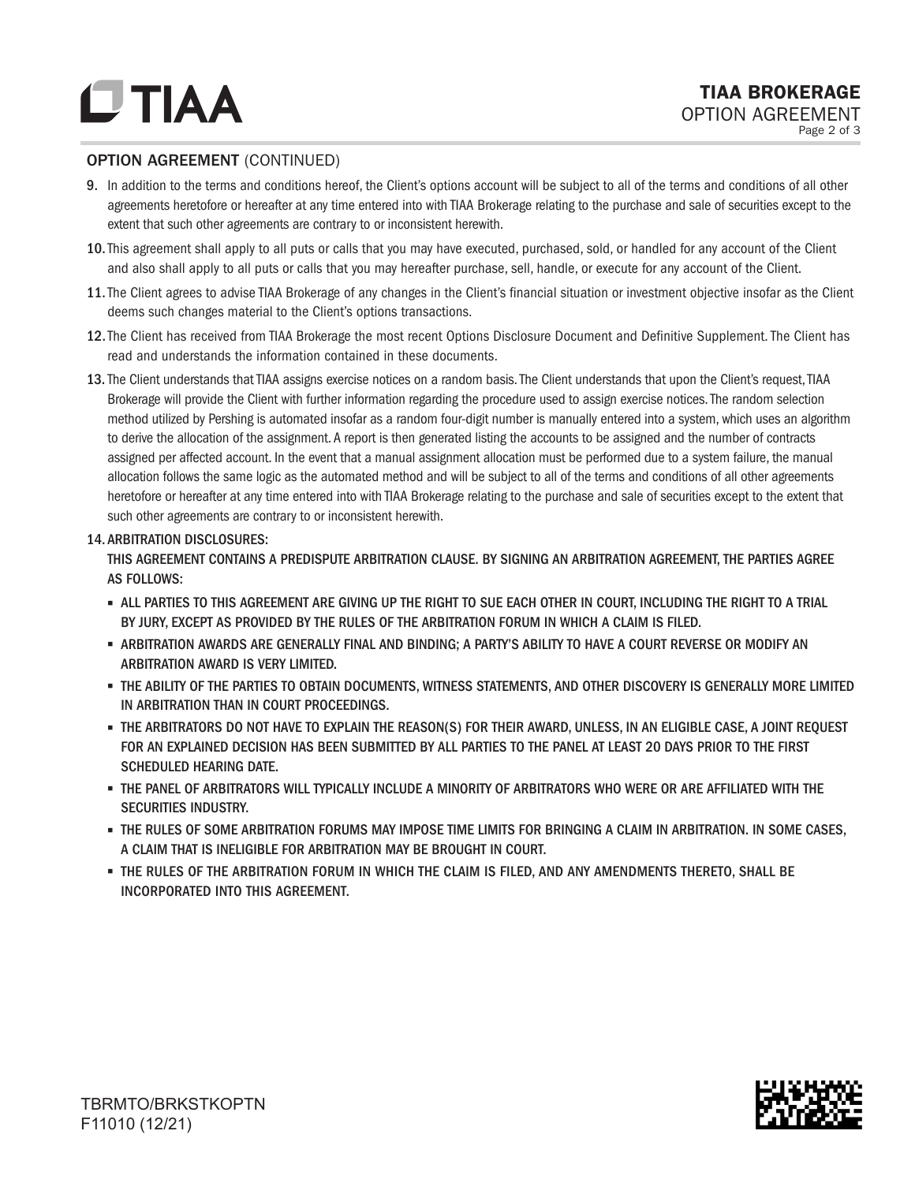## OPTION AGREEMENT (CONTINUED)

9. In addition to the terms and conditions hereof, the Client's options account will be subject to all of the terms and conditions of all other agreements heretofore or hereafter at any time entered into with TIAA Brokerage relating to the purchase and sale of securities except to the extent that such other agreements are contrary to or inconsistent herewith.
10. This agreement shall apply to all puts or calls that you may have executed, purchased, sold, or handled for any account of the Client and also shall apply to all puts or calls that you may hereafter purchase, sell, handle, or execute for any account of the Client.
11. The Client agrees to advise TIAA Brokerage of any changes in the Client's financial situation or investment objective insofar as the Client deems such changes material to the Client's options transactions.
12. The Client has received from TIAA Brokerage the most recent Options Disclosure Document and Definitive Supplement. The Client has read and understands the information contained in these documents.
13. The Client understands that TIAA assigns exercise notices on a random basis. The Client understands that upon the Client's request, TIAA Brokerage will provide the Client with further information regarding the procedure used to assign exercise notices. The random selection method utilized by Pershing is automated insofar as a random four-digit number is manually entered into a system, which uses an algorithm to derive the allocation of the assignment. A report is then generated listing the accounts to be assigned and the number of contracts assigned per affected account. In the event that a manual assignment allocation must be performed due to a system failure, the manual allocation follows the same logic as the automated method and will be subject to all of the terms and conditions of all other agreements heretofore or hereafter at any time entered into with TIAA Brokerage relating to the purchase and sale of securities except to the extent that such other agreements are contrary to or inconsistent herewith.
14. **ARBITRATION DISCLOSURES:**

    **THIS AGREEMENT CONTAINS A PREDISPUTE ARBITRATION CLAUSE. BY SIGNING AN ARBITRATION AGREEMENT, THE PARTIES AGREE AS FOLLOWS:**

    - **ALL PARTIES TO THIS AGREEMENT ARE GIVING UP THE RIGHT TO SUE EACH OTHER IN COURT, INCLUDING THE RIGHT TO A TRIAL BY JURY, EXCEPT AS PROVIDED BY THE RULES OF THE ARBITRATION FORUM IN WHICH A CLAIM IS FILED.**
    - **ARBITRATION AWARDS ARE GENERALLY FINAL AND BINDING; A PARTY'S ABILITY TO HAVE A COURT REVERSE OR MODIFY AN ARBITRATION AWARD IS VERY LIMITED.**
    - **THE ABILITY OF THE PARTIES TO OBTAIN DOCUMENTS, WITNESS STATEMENTS, AND OTHER DISCOVERY IS GENERALLY MORE LIMITED IN ARBITRATION THAN IN COURT PROCEEDINGS.**
    - **THE ARBITRATORS DO NOT HAVE TO EXPLAIN THE REASON(S) FOR THEIR AWARD, UNLESS, IN AN ELIGIBLE CASE, A JOINT REQUEST FOR AN EXPLAINED DECISION HAS BEEN SUBMITTED BY ALL PARTIES TO THE PANEL AT LEAST 20 DAYS PRIOR TO THE FIRST SCHEDULED HEARING DATE.**
    - **THE PANEL OF ARBITRATORS WILL TYPICALLY INCLUDE A MINORITY OF ARBITRATORS WHO WERE OR ARE AFFILIATED WITH THE SECURITIES INDUSTRY.**
    - **THE RULES OF SOME ARBITRATION FORUMS MAY IMPOSE TIME LIMITS FOR BRINGING A CLAIM IN ARBITRATION. IN SOME CASES, A CLAIM THAT IS INELIGIBLE FOR ARBITRATION MAY BE BROUGHT IN COURT.**
    - **THE RULES OF THE ARBITRATION FORUM IN WHICH THE CLAIM IS FILED, AND ANY AMENDMENTS THERETO, SHALL BE INCORPORATED INTO THIS AGREEMENT.**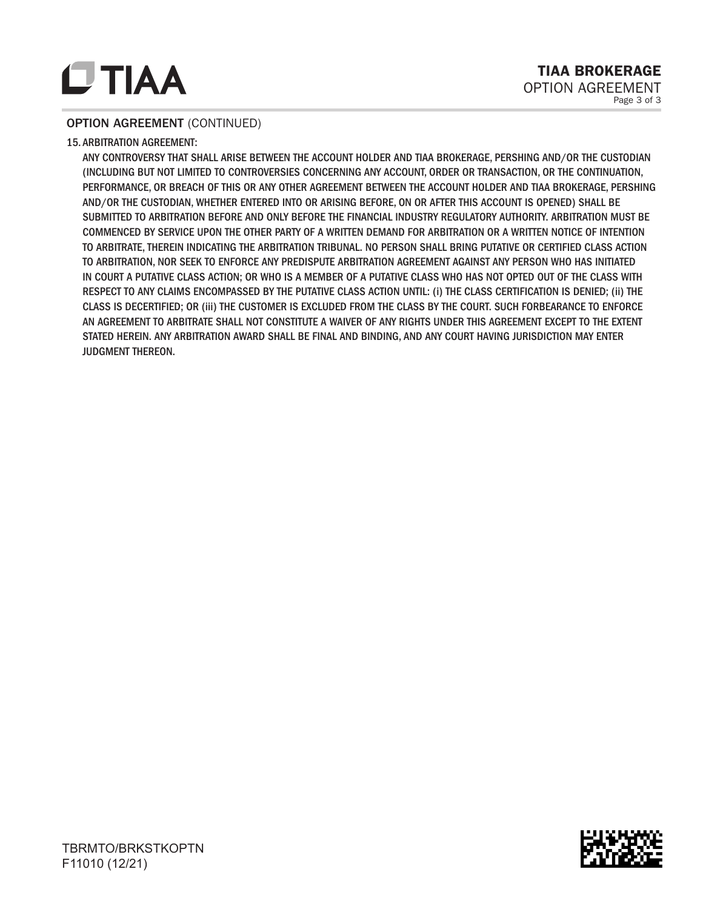## OPTION AGREEMENT (CONTINUED)

15. ARBITRATION AGREEMENT:

ANY CONTROVERSY THAT SHALL ARISE BETWEEN THE ACCOUNT HOLDER AND TIAA BROKERAGE, PERSHING AND/OR THE CUSTODIAN (INCLUDING BUT NOT LIMITED TO CONTROVERSIES CONCERNING ANY ACCOUNT, ORDER OR TRANSACTION, OR THE CONTINUATION, PERFORMANCE, OR BREACH OF THIS OR ANY OTHER AGREEMENT BETWEEN THE ACCOUNT HOLDER AND TIAA BROKERAGE, PERSHING AND/OR THE CUSTODIAN, WHETHER ENTERED INTO OR ARISING BEFORE, ON OR AFTER THIS ACCOUNT IS OPENED) SHALL BE SUBMITTED TO ARBITRATION BEFORE AND ONLY BEFORE THE FINANCIAL INDUSTRY REGULATORY AUTHORITY. ARBITRATION MUST BE COMMENCED BY SERVICE UPON THE OTHER PARTY OF A WRITTEN DEMAND FOR ARBITRATION OR A WRITTEN NOTICE OF INTENTION TO ARBITRATE, THEREIN INDICATING THE ARBITRATION TRIBUNAL. NO PERSON SHALL BRING PUTATIVE OR CERTIFIED CLASS ACTION TO ARBITRATION, NOR SEEK TO ENFORCE ANY PREDISPUTE ARBITRATION AGREEMENT AGAINST ANY PERSON WHO HAS INITIATED IN COURT A PUTATIVE CLASS ACTION; OR WHO IS A MEMBER OF A PUTATIVE CLASS WHO HAS NOT OPTED OUT OF THE CLASS WITH RESPECT TO ANY CLAIMS ENCOMPASSED BY THE PUTATIVE CLASS ACTION UNTIL: (i) THE CLASS CERTIFICATION IS DENIED; (ii) THE CLASS IS DECERTIFIED; OR (iii) THE CUSTOMER IS EXCLUDED FROM THE CLASS BY THE COURT. SUCH FORBEARANCE TO ENFORCE AN AGREEMENT TO ARBITRATE SHALL NOT CONSTITUTE A WAIVER OF ANY RIGHTS UNDER THIS AGREEMENT EXCEPT TO THE EXTENT STATED HEREIN. ANY ARBITRATION AWARD SHALL BE FINAL AND BINDING, AND ANY COURT HAVING JURISDICTION MAY ENTER JUDGMENT THEREON.

TBRMTO/BRKSTKOPTN
F11010 (12/21)